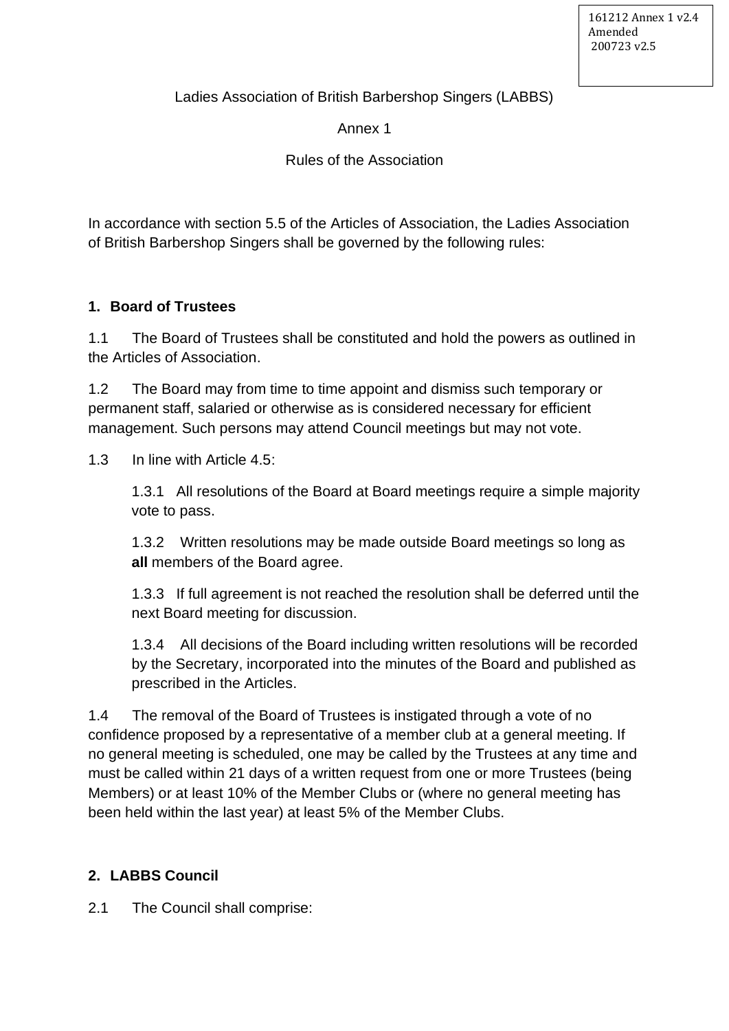161212 Annex 1 v2.4
Amended
200723 v2.5

Ladies Association of British Barbershop Singers (LABBS)

Annex 1

Rules of the Association

In accordance with section 5.5 of the Articles of Association, the Ladies Association of British Barbershop Singers shall be governed by the following rules:

## 1. Board of Trustees

1.1 The Board of Trustees shall be constituted and hold the powers as outlined in the Articles of Association.

1.2 The Board may from time to time appoint and dismiss such temporary or permanent staff, salaried or otherwise as is considered necessary for efficient management. Such persons may attend Council meetings but may not vote.

1.3 In line with Article 4.5:

1.3.1 All resolutions of the Board at Board meetings require a simple majority vote to pass.

1.3.2 Written resolutions may be made outside Board meetings so long as **all** members of the Board agree.

1.3.3 If full agreement is not reached the resolution shall be deferred until the next Board meeting for discussion.

1.3.4 All decisions of the Board including written resolutions will be recorded by the Secretary, incorporated into the minutes of the Board and published as prescribed in the Articles.

1.4 The removal of the Board of Trustees is instigated through a vote of no confidence proposed by a representative of a member club at a general meeting. If no general meeting is scheduled, one may be called by the Trustees at any time and must be called within 21 days of a written request from one or more Trustees (being Members) or at least 10% of the Member Clubs or (where no general meeting has been held within the last year) at least 5% of the Member Clubs.

## 2. LABBS Council

2.1 The Council shall comprise: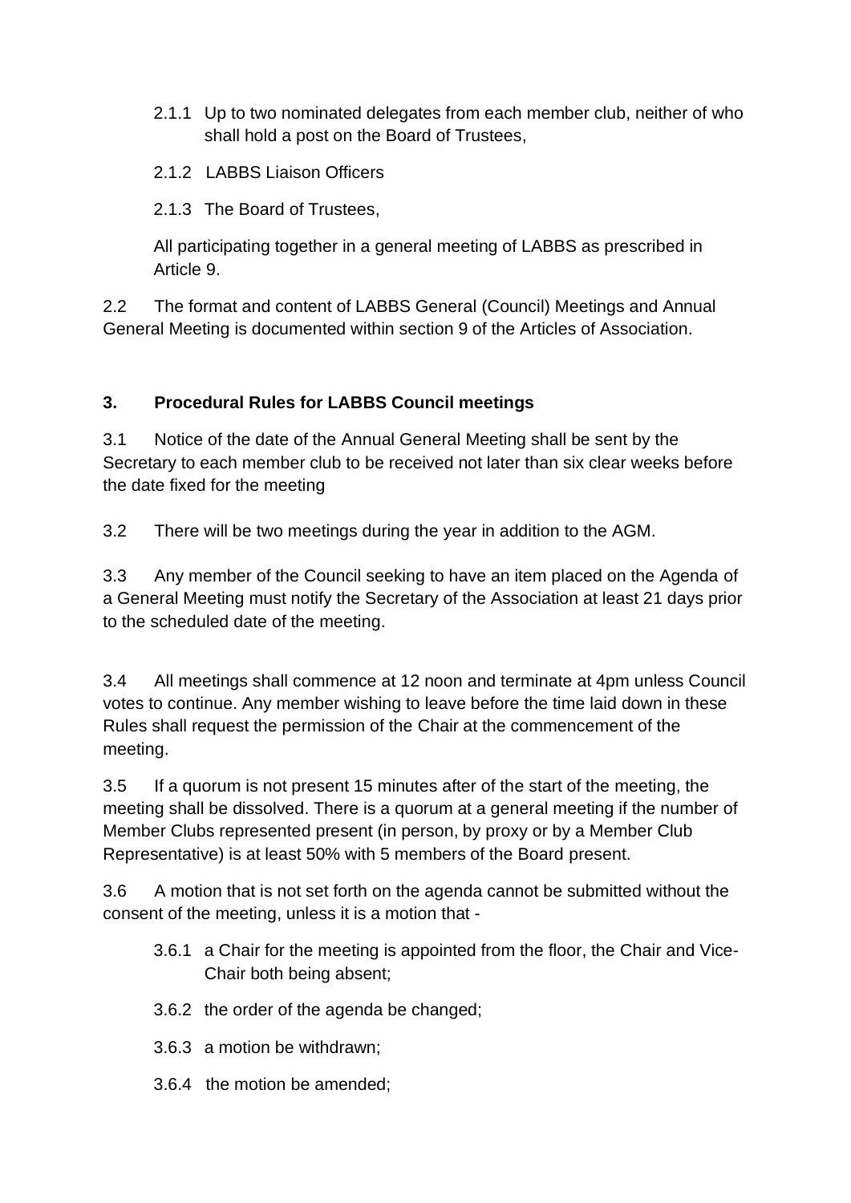2.1.1 Up to two nominated delegates from each member club, neither of who shall hold a post on the Board of Trustees,

2.1.2 LABBS Liaison Officers

2.1.3 The Board of Trustees,

All participating together in a general meeting of LABBS as prescribed in Article 9.

2.2 The format and content of LABBS General (Council) Meetings and Annual General Meeting is documented within section 9 of the Articles of Association.

### 3. Procedural Rules for LABBS Council meetings

3.1 Notice of the date of the Annual General Meeting shall be sent by the Secretary to each member club to be received not later than six clear weeks before the date fixed for the meeting

3.2 There will be two meetings during the year in addition to the AGM.

3.3 Any member of the Council seeking to have an item placed on the Agenda of a General Meeting must notify the Secretary of the Association at least 21 days prior to the scheduled date of the meeting.

3.4 All meetings shall commence at 12 noon and terminate at 4pm unless Council votes to continue. Any member wishing to leave before the time laid down in these Rules shall request the permission of the Chair at the commencement of the meeting.

3.5 If a quorum is not present 15 minutes after of the start of the meeting, the meeting shall be dissolved. There is a quorum at a general meeting if the number of Member Clubs represented present (in person, by proxy or by a Member Club Representative) is at least 50% with 5 members of the Board present.

3.6 A motion that is not set forth on the agenda cannot be submitted without the consent of the meeting, unless it is a motion that -

3.6.1 a Chair for the meeting is appointed from the floor, the Chair and Vice-Chair both being absent;

3.6.2 the order of the agenda be changed;

3.6.3 a motion be withdrawn;

3.6.4 the motion be amended;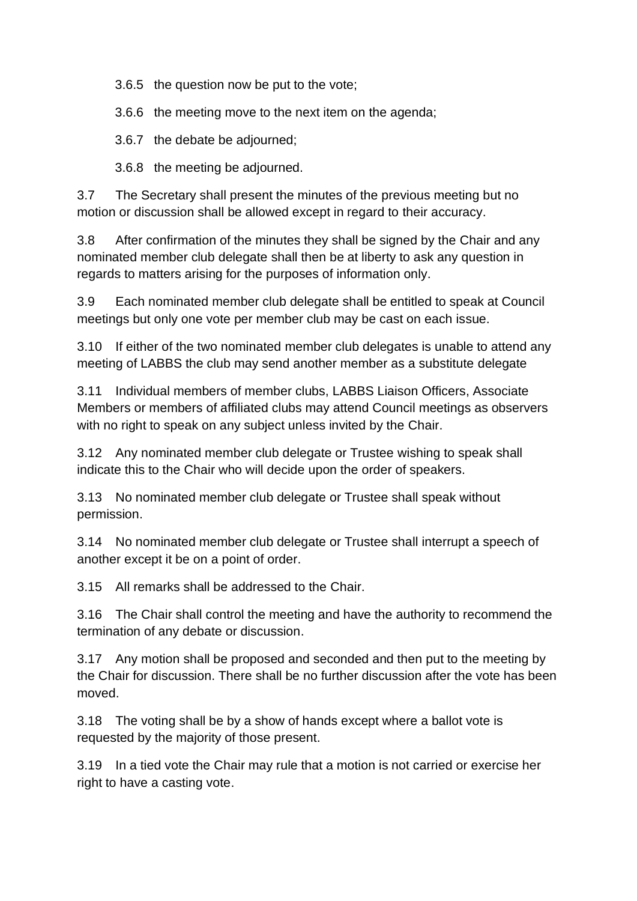3.6.5 the question now be put to the vote;

3.6.6 the meeting move to the next item on the agenda;

3.6.7 the debate be adjourned;

3.6.8 the meeting be adjourned.

3.7 The Secretary shall present the minutes of the previous meeting but no motion or discussion shall be allowed except in regard to their accuracy.

3.8 After confirmation of the minutes they shall be signed by the Chair and any nominated member club delegate shall then be at liberty to ask any question in regards to matters arising for the purposes of information only.

3.9 Each nominated member club delegate shall be entitled to speak at Council meetings but only one vote per member club may be cast on each issue.

3.10 If either of the two nominated member club delegates is unable to attend any meeting of LABBS the club may send another member as a substitute delegate

3.11 Individual members of member clubs, LABBS Liaison Officers, Associate Members or members of affiliated clubs may attend Council meetings as observers with no right to speak on any subject unless invited by the Chair.

3.12 Any nominated member club delegate or Trustee wishing to speak shall indicate this to the Chair who will decide upon the order of speakers.

3.13 No nominated member club delegate or Trustee shall speak without permission.

3.14 No nominated member club delegate or Trustee shall interrupt a speech of another except it be on a point of order.

3.15 All remarks shall be addressed to the Chair.

3.16 The Chair shall control the meeting and have the authority to recommend the termination of any debate or discussion.

3.17 Any motion shall be proposed and seconded and then put to the meeting by the Chair for discussion. There shall be no further discussion after the vote has been moved.

3.18 The voting shall be by a show of hands except where a ballot vote is requested by the majority of those present.

3.19 In a tied vote the Chair may rule that a motion is not carried or exercise her right to have a casting vote.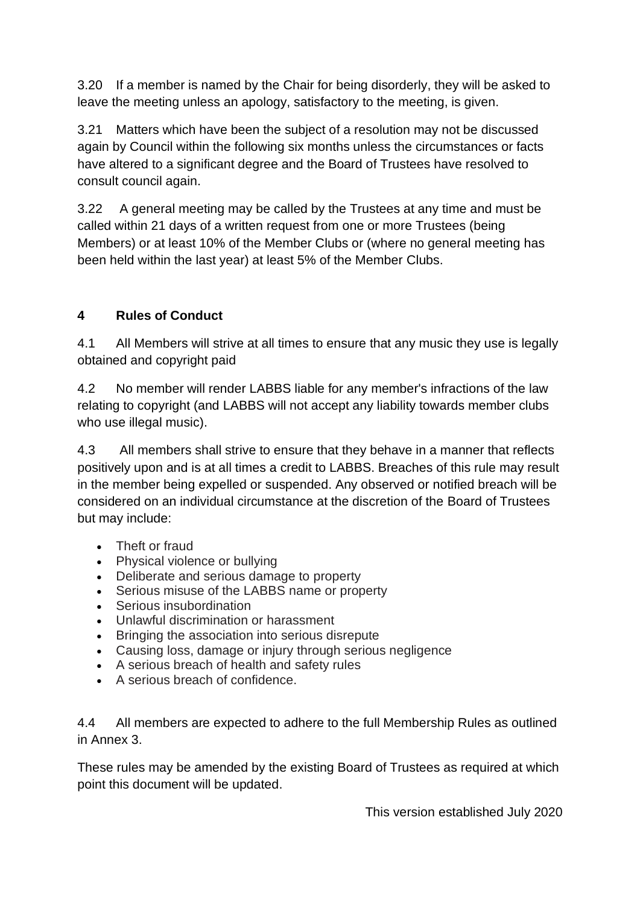3.20 If a member is named by the Chair for being disorderly, they will be asked to leave the meeting unless an apology, satisfactory to the meeting, is given.

3.21 Matters which have been the subject of a resolution may not be discussed again by Council within the following six months unless the circumstances or facts have altered to a significant degree and the Board of Trustees have resolved to consult council again.

3.22 A general meeting may be called by the Trustees at any time and must be called within 21 days of a written request from one or more Trustees (being Members) or at least 10% of the Member Clubs or (where no general meeting has been held within the last year) at least 5% of the Member Clubs.

## 4 Rules of Conduct

4.1 All Members will strive at all times to ensure that any music they use is legally obtained and copyright paid

4.2 No member will render LABBS liable for any member's infractions of the law relating to copyright (and LABBS will not accept any liability towards member clubs who use illegal music).

4.3 All members shall strive to ensure that they behave in a manner that reflects positively upon and is at all times a credit to LABBS. Breaches of this rule may result in the member being expelled or suspended. Any observed or notified breach will be considered on an individual circumstance at the discretion of the Board of Trustees but may include:

- Theft or fraud
- Physical violence or bullying
- Deliberate and serious damage to property
- Serious misuse of the LABBS name or property
- Serious insubordination
- Unlawful discrimination or harassment
- Bringing the association into serious disrepute
- Causing loss, damage or injury through serious negligence
- A serious breach of health and safety rules
- A serious breach of confidence.

4.4 All members are expected to adhere to the full Membership Rules as outlined in Annex 3.

These rules may be amended by the existing Board of Trustees as required at which point this document will be updated.

This version established July 2020